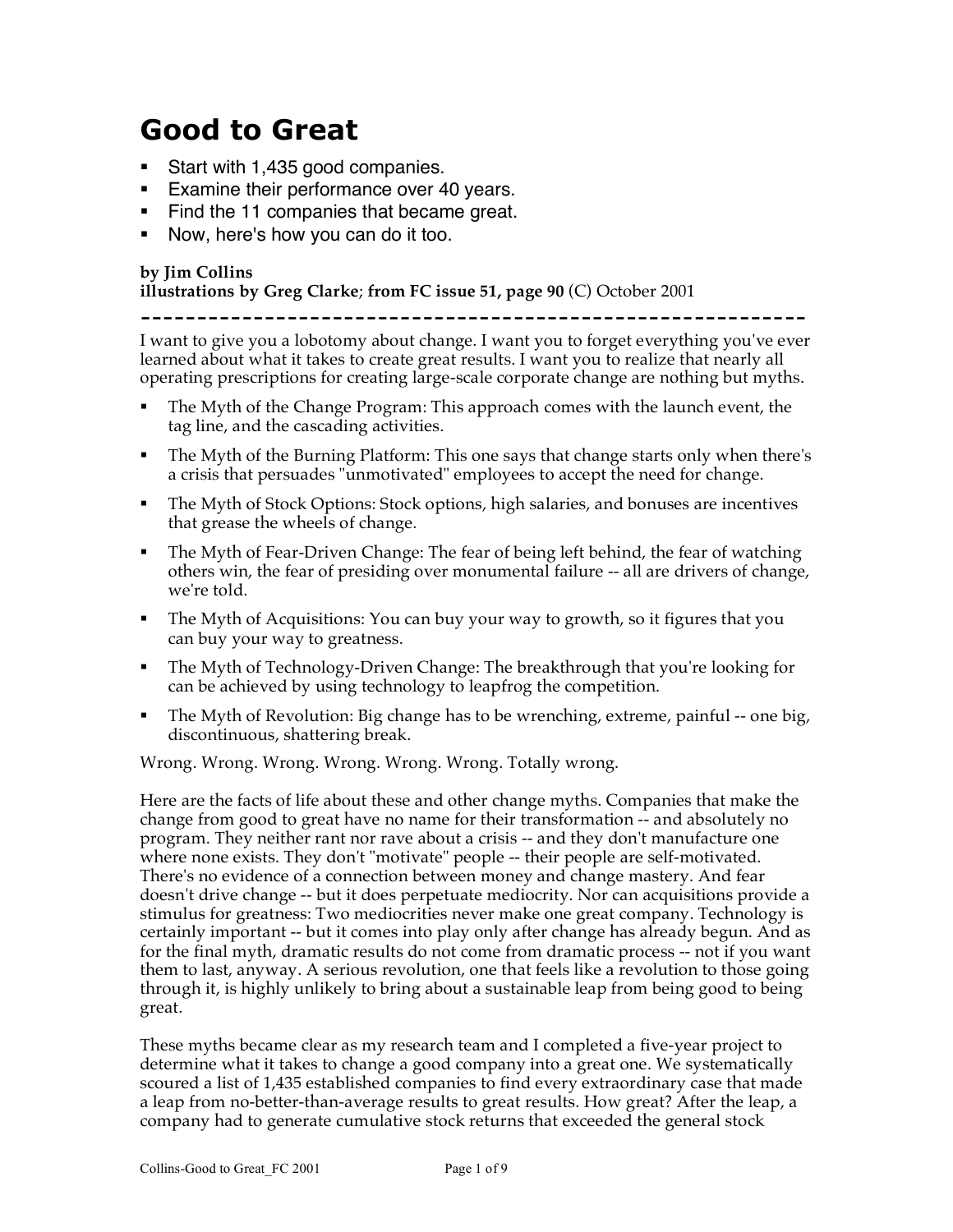# Good to Great

- Start with 1,435 good companies.
- Examine their performance over 40 years.
- Find the 11 companies that became great.
- Now, here's how you can do it too.

**by Jim Collins**
**illustrations by Greg Clarke**; **from FC issue 51, page 90** (C) October 2001

---

I want to give you a lobotomy about change. I want you to forget everything you've ever learned about what it takes to create great results. I want you to realize that nearly all operating prescriptions for creating large-scale corporate change are nothing but myths.

- The Myth of the Change Program: This approach comes with the launch event, the tag line, and the cascading activities.
- The Myth of the Burning Platform: This one says that change starts only when there's a crisis that persuades "unmotivated" employees to accept the need for change.
- The Myth of Stock Options: Stock options, high salaries, and bonuses are incentives that grease the wheels of change.
- The Myth of Fear-Driven Change: The fear of being left behind, the fear of watching others win, the fear of presiding over monumental failure -- all are drivers of change, we're told.
- The Myth of Acquisitions: You can buy your way to growth, so it figures that you can buy your way to greatness.
- The Myth of Technology-Driven Change: The breakthrough that you're looking for can be achieved by using technology to leapfrog the competition.
- The Myth of Revolution: Big change has to be wrenching, extreme, painful -- one big, discontinuous, shattering break.

Wrong. Wrong. Wrong. Wrong. Wrong. Wrong. Totally wrong.

Here are the facts of life about these and other change myths. Companies that make the change from good to great have no name for their transformation -- and absolutely no program. They neither rant nor rave about a crisis -- and they don't manufacture one where none exists. They don't "motivate" people -- their people are self-motivated. There's no evidence of a connection between money and change mastery. And fear doesn't drive change -- but it does perpetuate mediocrity. Nor can acquisitions provide a stimulus for greatness: Two mediocrities never make one great company. Technology is certainly important -- but it comes into play only after change has already begun. And as for the final myth, dramatic results do not come from dramatic process -- not if you want them to last, anyway. A serious revolution, one that feels like a revolution to those going through it, is highly unlikely to bring about a sustainable leap from being good to being great.

These myths became clear as my research team and I completed a five-year project to determine what it takes to change a good company into a great one. We systematically scoured a list of 1,435 established companies to find every extraordinary case that made a leap from no-better-than-average results to great results. How great? After the leap, a company had to generate cumulative stock returns that exceeded the general stock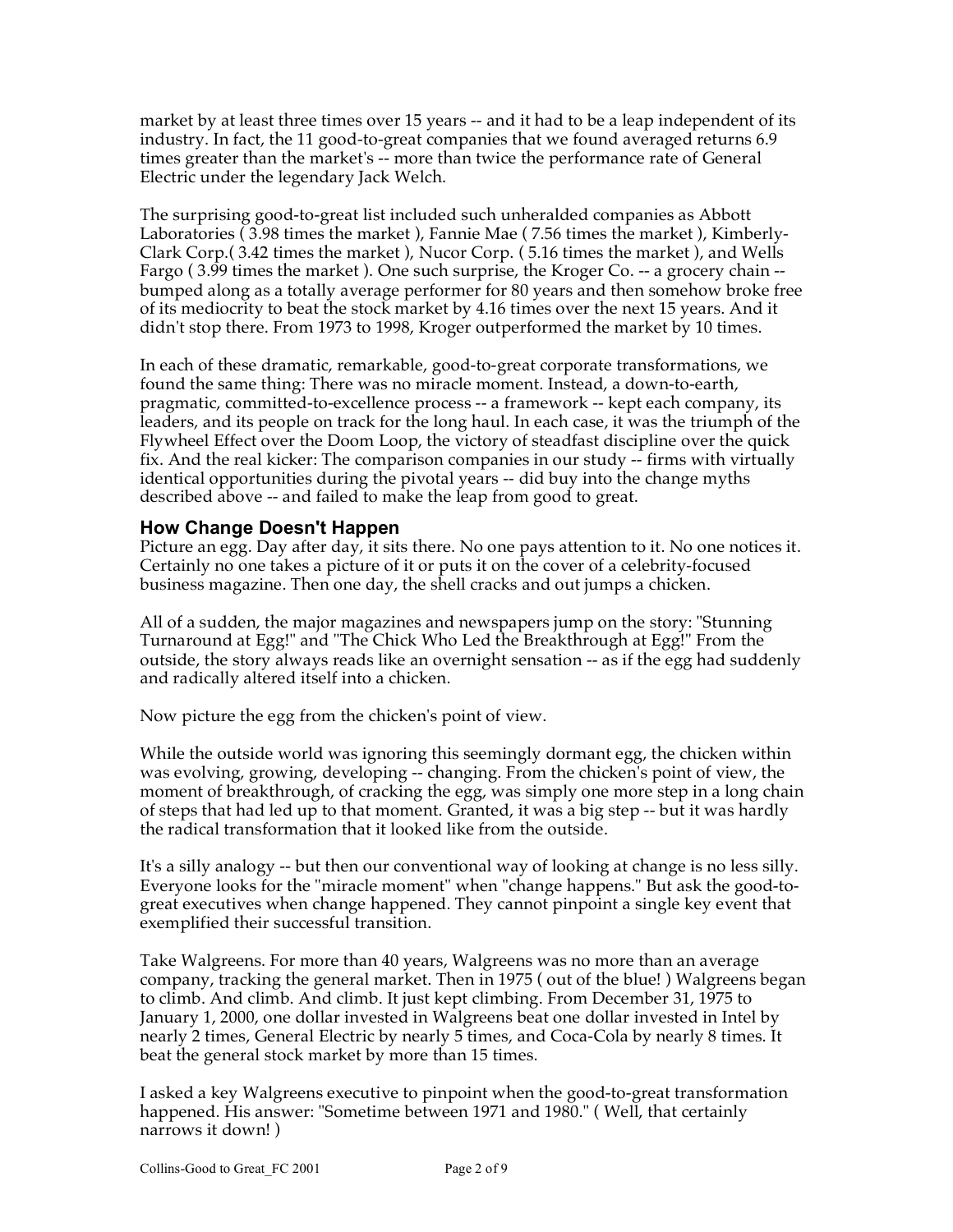market by at least three times over 15 years -- and it had to be a leap independent of its industry. In fact, the 11 good-to-great companies that we found averaged returns 6.9 times greater than the market's -- more than twice the performance rate of General Electric under the legendary Jack Welch.

The surprising good-to-great list included such unheralded companies as Abbott Laboratories ( 3.98 times the market ), Fannie Mae ( 7.56 times the market ), Kimberly-Clark Corp.( 3.42 times the market ), Nucor Corp. ( 5.16 times the market ), and Wells Fargo ( 3.99 times the market ). One such surprise, the Kroger Co. -- a grocery chain -- bumped along as a totally average performer for 80 years and then somehow broke free of its mediocrity to beat the stock market by 4.16 times over the next 15 years. And it didn't stop there. From 1973 to 1998, Kroger outperformed the market by 10 times.

In each of these dramatic, remarkable, good-to-great corporate transformations, we found the same thing: There was no miracle moment. Instead, a down-to-earth, pragmatic, committed-to-excellence process -- a framework -- kept each company, its leaders, and its people on track for the long haul. In each case, it was the triumph of the Flywheel Effect over the Doom Loop, the victory of steadfast discipline over the quick fix. And the real kicker: The comparison companies in our study -- firms with virtually identical opportunities during the pivotal years -- did buy into the change myths described above -- and failed to make the leap from good to great.

## How Change Doesn't Happen

Picture an egg. Day after day, it sits there. No one pays attention to it. No one notices it. Certainly no one takes a picture of it or puts it on the cover of a celebrity-focused business magazine. Then one day, the shell cracks and out jumps a chicken.

All of a sudden, the major magazines and newspapers jump on the story: "Stunning Turnaround at Egg!" and "The Chick Who Led the Breakthrough at Egg!" From the outside, the story always reads like an overnight sensation -- as if the egg had suddenly and radically altered itself into a chicken.

Now picture the egg from the chicken's point of view.

While the outside world was ignoring this seemingly dormant egg, the chicken within was evolving, growing, developing -- changing. From the chicken's point of view, the moment of breakthrough, of cracking the egg, was simply one more step in a long chain of steps that had led up to that moment. Granted, it was a big step -- but it was hardly the radical transformation that it looked like from the outside.

It's a silly analogy -- but then our conventional way of looking at change is no less silly. Everyone looks for the "miracle moment" when "change happens." But ask the good-to-great executives when change happened. They cannot pinpoint a single key event that exemplified their successful transition.

Take Walgreens. For more than 40 years, Walgreens was no more than an average company, tracking the general market. Then in 1975 ( out of the blue! ) Walgreens began to climb. And climb. And climb. It just kept climbing. From December 31, 1975 to January 1, 2000, one dollar invested in Walgreens beat one dollar invested in Intel by nearly 2 times, General Electric by nearly 5 times, and Coca-Cola by nearly 8 times. It beat the general stock market by more than 15 times.

I asked a key Walgreens executive to pinpoint when the good-to-great transformation happened. His answer: "Sometime between 1971 and 1980." ( Well, that certainly narrows it down! )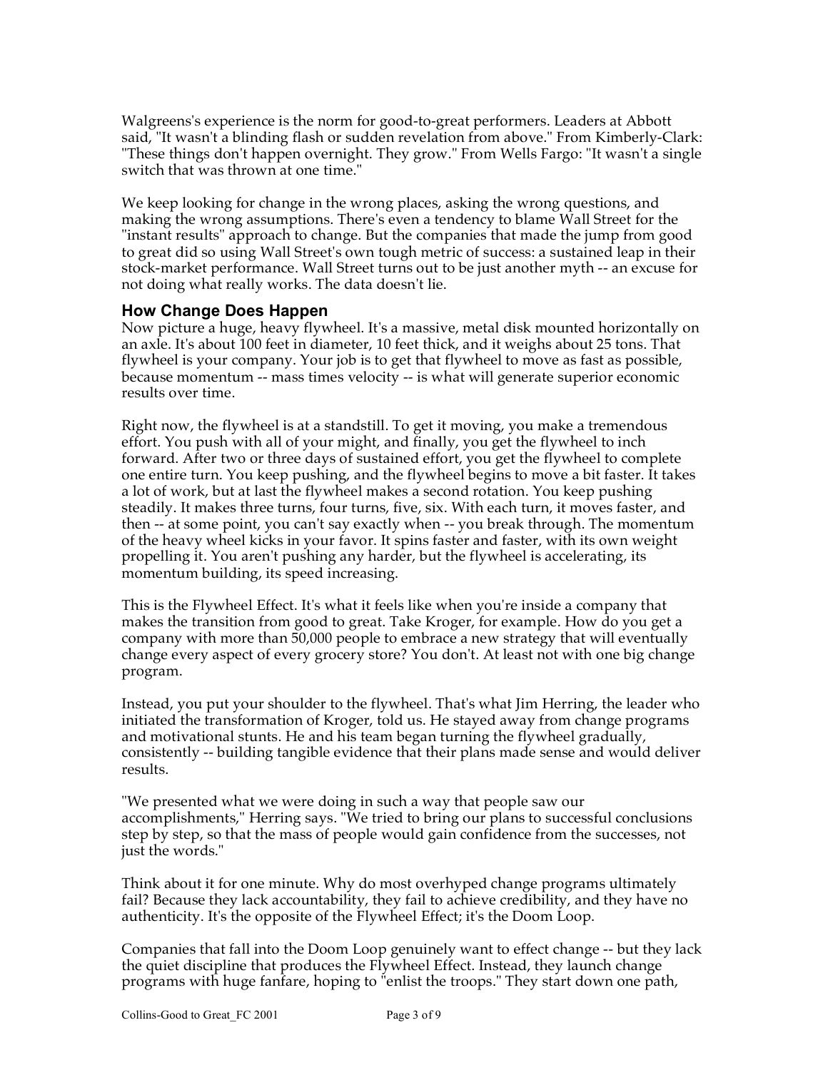Walgreens's experience is the norm for good-to-great performers. Leaders at Abbott said, "It wasn't a blinding flash or sudden revelation from above." From Kimberly-Clark: "These things don't happen overnight. They grow." From Wells Fargo: "It wasn't a single switch that was thrown at one time."

We keep looking for change in the wrong places, asking the wrong questions, and making the wrong assumptions. There's even a tendency to blame Wall Street for the "instant results" approach to change. But the companies that made the jump from good to great did so using Wall Street's own tough metric of success: a sustained leap in their stock-market performance. Wall Street turns out to be just another myth -- an excuse for not doing what really works. The data doesn't lie.

### How Change Does Happen

Now picture a huge, heavy flywheel. It's a massive, metal disk mounted horizontally on an axle. It's about 100 feet in diameter, 10 feet thick, and it weighs about 25 tons. That flywheel is your company. Your job is to get that flywheel to move as fast as possible, because momentum -- mass times velocity -- is what will generate superior economic results over time.

Right now, the flywheel is at a standstill. To get it moving, you make a tremendous effort. You push with all of your might, and finally, you get the flywheel to inch forward. After two or three days of sustained effort, you get the flywheel to complete one entire turn. You keep pushing, and the flywheel begins to move a bit faster. It takes a lot of work, but at last the flywheel makes a second rotation. You keep pushing steadily. It makes three turns, four turns, five, six. With each turn, it moves faster, and then -- at some point, you can't say exactly when -- you break through. The momentum of the heavy wheel kicks in your favor. It spins faster and faster, with its own weight propelling it. You aren't pushing any harder, but the flywheel is accelerating, its momentum building, its speed increasing.

This is the Flywheel Effect. It's what it feels like when you're inside a company that makes the transition from good to great. Take Kroger, for example. How do you get a company with more than 50,000 people to embrace a new strategy that will eventually change every aspect of every grocery store? You don't. At least not with one big change program.

Instead, you put your shoulder to the flywheel. That's what Jim Herring, the leader who initiated the transformation of Kroger, told us. He stayed away from change programs and motivational stunts. He and his team began turning the flywheel gradually, consistently -- building tangible evidence that their plans made sense and would deliver results.

"We presented what we were doing in such a way that people saw our accomplishments," Herring says. "We tried to bring our plans to successful conclusions step by step, so that the mass of people would gain confidence from the successes, not just the words."

Think about it for one minute. Why do most overhyped change programs ultimately fail? Because they lack accountability, they fail to achieve credibility, and they have no authenticity. It's the opposite of the Flywheel Effect; it's the Doom Loop.

Companies that fall into the Doom Loop genuinely want to effect change -- but they lack the quiet discipline that produces the Flywheel Effect. Instead, they launch change programs with huge fanfare, hoping to "enlist the troops." They start down one path,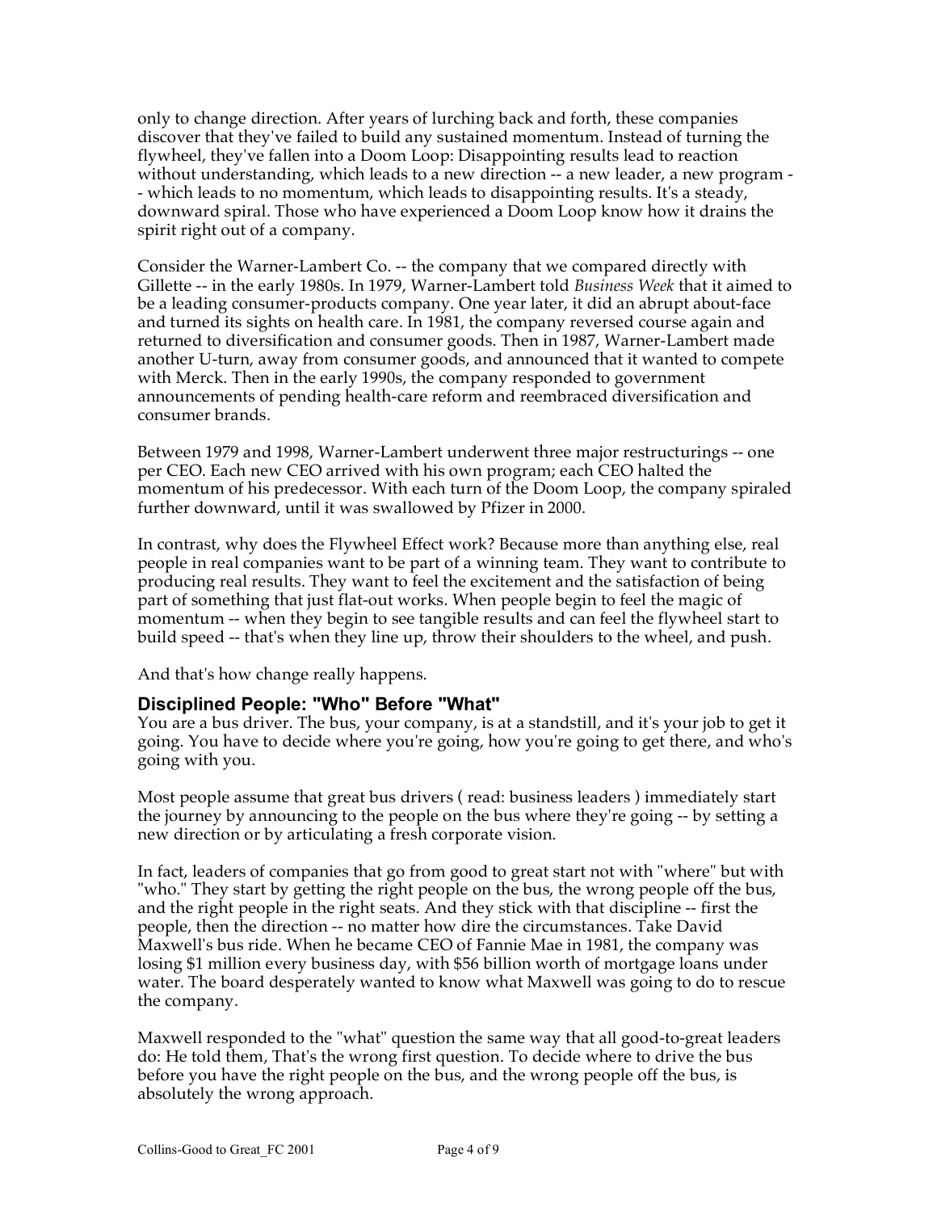only to change direction. After years of lurching back and forth, these companies discover that they've failed to build any sustained momentum. Instead of turning the flywheel, they've fallen into a Doom Loop: Disappointing results lead to reaction without understanding, which leads to a new direction -- a new leader, a new program -- which leads to no momentum, which leads to disappointing results. It's a steady, downward spiral. Those who have experienced a Doom Loop know how it drains the spirit right out of a company.

Consider the Warner-Lambert Co. -- the company that we compared directly with Gillette -- in the early 1980s. In 1979, Warner-Lambert told *Business Week* that it aimed to be a leading consumer-products company. One year later, it did an abrupt about-face and turned its sights on health care. In 1981, the company reversed course again and returned to diversification and consumer goods. Then in 1987, Warner-Lambert made another U-turn, away from consumer goods, and announced that it wanted to compete with Merck. Then in the early 1990s, the company responded to government announcements of pending health-care reform and reembraced diversification and consumer brands.

Between 1979 and 1998, Warner-Lambert underwent three major restructurings -- one per CEO. Each new CEO arrived with his own program; each CEO halted the momentum of his predecessor. With each turn of the Doom Loop, the company spiraled further downward, until it was swallowed by Pfizer in 2000.

In contrast, why does the Flywheel Effect work? Because more than anything else, real people in real companies want to be part of a winning team. They want to contribute to producing real results. They want to feel the excitement and the satisfaction of being part of something that just flat-out works. When people begin to feel the magic of momentum -- when they begin to see tangible results and can feel the flywheel start to build speed -- that's when they line up, throw their shoulders to the wheel, and push.

And that's how change really happens.

### Disciplined People: "Who" Before "What"

You are a bus driver. The bus, your company, is at a standstill, and it's your job to get it going. You have to decide where you're going, how you're going to get there, and who's going with you.

Most people assume that great bus drivers ( read: business leaders ) immediately start the journey by announcing to the people on the bus where they're going -- by setting a new direction or by articulating a fresh corporate vision.

In fact, leaders of companies that go from good to great start not with "where" but with "who." They start by getting the right people on the bus, the wrong people off the bus, and the right people in the right seats. And they stick with that discipline -- first the people, then the direction -- no matter how dire the circumstances. Take David Maxwell's bus ride. When he became CEO of Fannie Mae in 1981, the company was losing $1 million every business day, with $56 billion worth of mortgage loans under water. The board desperately wanted to know what Maxwell was going to do to rescue the company.

Maxwell responded to the "what" question the same way that all good-to-great leaders do: He told them, That's the wrong first question. To decide where to drive the bus before you have the right people on the bus, and the wrong people off the bus, is absolutely the wrong approach.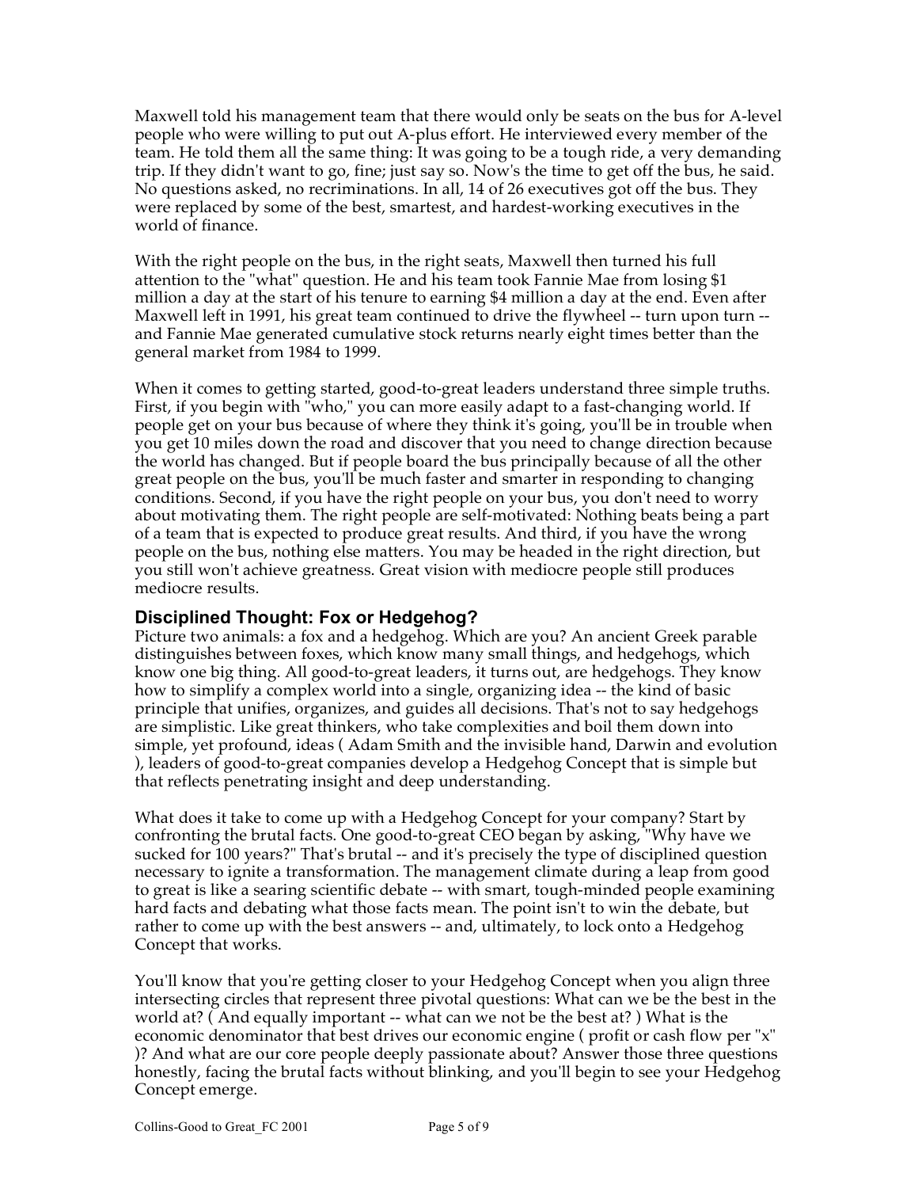Maxwell told his management team that there would only be seats on the bus for A-level people who were willing to put out A-plus effort. He interviewed every member of the team. He told them all the same thing: It was going to be a tough ride, a very demanding trip. If they didn't want to go, fine; just say so. Now's the time to get off the bus, he said. No questions asked, no recriminations. In all, 14 of 26 executives got off the bus. They were replaced by some of the best, smartest, and hardest-working executives in the world of finance.

With the right people on the bus, in the right seats, Maxwell then turned his full attention to the "what" question. He and his team took Fannie Mae from losing $1 million a day at the start of his tenure to earning $4 million a day at the end. Even after Maxwell left in 1991, his great team continued to drive the flywheel -- turn upon turn -- and Fannie Mae generated cumulative stock returns nearly eight times better than the general market from 1984 to 1999.

When it comes to getting started, good-to-great leaders understand three simple truths. First, if you begin with "who," you can more easily adapt to a fast-changing world. If people get on your bus because of where they think it's going, you'll be in trouble when you get 10 miles down the road and discover that you need to change direction because the world has changed. But if people board the bus principally because of all the other great people on the bus, you'll be much faster and smarter in responding to changing conditions. Second, if you have the right people on your bus, you don't need to worry about motivating them. The right people are self-motivated: Nothing beats being a part of a team that is expected to produce great results. And third, if you have the wrong people on the bus, nothing else matters. You may be headed in the right direction, but you still won't achieve greatness. Great vision with mediocre people still produces mediocre results.

### Disciplined Thought: Fox or Hedgehog?

Picture two animals: a fox and a hedgehog. Which are you? An ancient Greek parable distinguishes between foxes, which know many small things, and hedgehogs, which know one big thing. All good-to-great leaders, it turns out, are hedgehogs. They know how to simplify a complex world into a single, organizing idea -- the kind of basic principle that unifies, organizes, and guides all decisions. That's not to say hedgehogs are simplistic. Like great thinkers, who take complexities and boil them down into simple, yet profound, ideas ( Adam Smith and the invisible hand, Darwin and evolution ), leaders of good-to-great companies develop a Hedgehog Concept that is simple but that reflects penetrating insight and deep understanding.

What does it take to come up with a Hedgehog Concept for your company? Start by confronting the brutal facts. One good-to-great CEO began by asking, "Why have we sucked for 100 years?" That's brutal -- and it's precisely the type of disciplined question necessary to ignite a transformation. The management climate during a leap from good to great is like a searing scientific debate -- with smart, tough-minded people examining hard facts and debating what those facts mean. The point isn't to win the debate, but rather to come up with the best answers -- and, ultimately, to lock onto a Hedgehog Concept that works.

You'll know that you're getting closer to your Hedgehog Concept when you align three intersecting circles that represent three pivotal questions: What can we be the best in the world at? ( And equally important -- what can we not be the best at? ) What is the economic denominator that best drives our economic engine ( profit or cash flow per "x" )? And what are our core people deeply passionate about? Answer those three questions honestly, facing the brutal facts without blinking, and you'll begin to see your Hedgehog Concept emerge.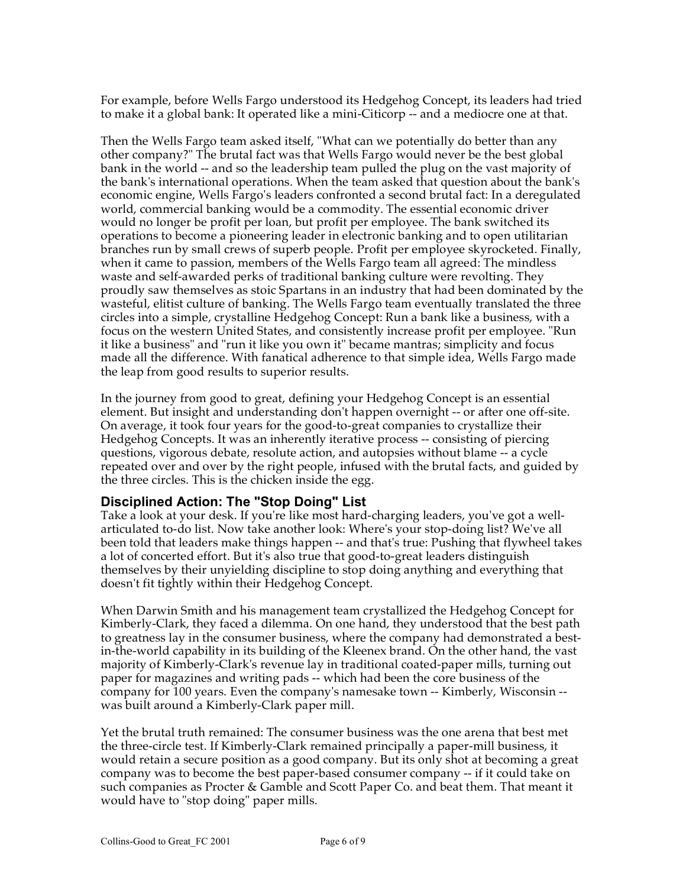For example, before Wells Fargo understood its Hedgehog Concept, its leaders had tried to make it a global bank: It operated like a mini-Citicorp -- and a mediocre one at that.

Then the Wells Fargo team asked itself, "What can we potentially do better than any other company?" The brutal fact was that Wells Fargo would never be the best global bank in the world -- and so the leadership team pulled the plug on the vast majority of the bank's international operations. When the team asked that question about the bank's economic engine, Wells Fargo's leaders confronted a second brutal fact: In a deregulated world, commercial banking would be a commodity. The essential economic driver would no longer be profit per loan, but profit per employee. The bank switched its operations to become a pioneering leader in electronic banking and to open utilitarian branches run by small crews of superb people. Profit per employee skyrocketed. Finally, when it came to passion, members of the Wells Fargo team all agreed: The mindless waste and self-awarded perks of traditional banking culture were revolting. They proudly saw themselves as stoic Spartans in an industry that had been dominated by the wasteful, elitist culture of banking. The Wells Fargo team eventually translated the three circles into a simple, crystalline Hedgehog Concept: Run a bank like a business, with a focus on the western United States, and consistently increase profit per employee. "Run it like a business" and "run it like you own it" became mantras; simplicity and focus made all the difference. With fanatical adherence to that simple idea, Wells Fargo made the leap from good results to superior results.

In the journey from good to great, defining your Hedgehog Concept is an essential element. But insight and understanding don't happen overnight -- or after one off-site. On average, it took four years for the good-to-great companies to crystallize their Hedgehog Concepts. It was an inherently iterative process -- consisting of piercing questions, vigorous debate, resolute action, and autopsies without blame -- a cycle repeated over and over by the right people, infused with the brutal facts, and guided by the three circles. This is the chicken inside the egg.

## Disciplined Action: The "Stop Doing" List

Take a look at your desk. If you're like most hard-charging leaders, you've got a well-articulated to-do list. Now take another look: Where's your stop-doing list? We've all been told that leaders make things happen -- and that's true: Pushing that flywheel takes a lot of concerted effort. But it's also true that good-to-great leaders distinguish themselves by their unyielding discipline to stop doing anything and everything that doesn't fit tightly within their Hedgehog Concept.

When Darwin Smith and his management team crystallized the Hedgehog Concept for Kimberly-Clark, they faced a dilemma. On one hand, they understood that the best path to greatness lay in the consumer business, where the company had demonstrated a best-in-the-world capability in its building of the Kleenex brand. On the other hand, the vast majority of Kimberly-Clark's revenue lay in traditional coated-paper mills, turning out paper for magazines and writing pads -- which had been the core business of the company for 100 years. Even the company's namesake town -- Kimberly, Wisconsin -- was built around a Kimberly-Clark paper mill.

Yet the brutal truth remained: The consumer business was the one arena that best met the three-circle test. If Kimberly-Clark remained principally a paper-mill business, it would retain a secure position as a good company. But its only shot at becoming a great company was to become the best paper-based consumer company -- if it could take on such companies as Procter & Gamble and Scott Paper Co. and beat them. That meant it would have to "stop doing" paper mills.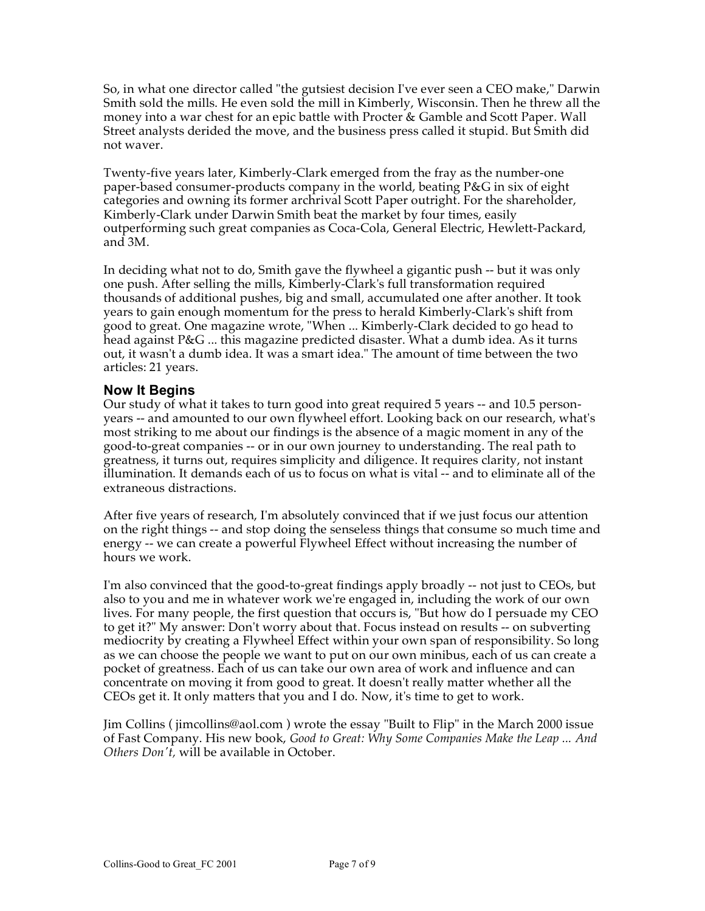So, in what one director called "the gutsiest decision I've ever seen a CEO make," Darwin Smith sold the mills. He even sold the mill in Kimberly, Wisconsin. Then he threw all the money into a war chest for an epic battle with Procter & Gamble and Scott Paper. Wall Street analysts derided the move, and the business press called it stupid. But Smith did not waver.

Twenty-five years later, Kimberly-Clark emerged from the fray as the number-one paper-based consumer-products company in the world, beating P&G in six of eight categories and owning its former archrival Scott Paper outright. For the shareholder, Kimberly-Clark under Darwin Smith beat the market by four times, easily outperforming such great companies as Coca-Cola, General Electric, Hewlett-Packard, and 3M.

In deciding what not to do, Smith gave the flywheel a gigantic push -- but it was only one push. After selling the mills, Kimberly-Clark's full transformation required thousands of additional pushes, big and small, accumulated one after another. It took years to gain enough momentum for the press to herald Kimberly-Clark's shift from good to great. One magazine wrote, "When ... Kimberly-Clark decided to go head to head against P&G ... this magazine predicted disaster. What a dumb idea. As it turns out, it wasn't a dumb idea. It was a smart idea." The amount of time between the two articles: 21 years.

### Now It Begins

Our study of what it takes to turn good into great required 5 years -- and 10.5 person-years -- and amounted to our own flywheel effort. Looking back on our research, what's most striking to me about our findings is the absence of a magic moment in any of the good-to-great companies -- or in our own journey to understanding. The real path to greatness, it turns out, requires simplicity and diligence. It requires clarity, not instant illumination. It demands each of us to focus on what is vital -- and to eliminate all of the extraneous distractions.

After five years of research, I'm absolutely convinced that if we just focus our attention on the right things -- and stop doing the senseless things that consume so much time and energy -- we can create a powerful Flywheel Effect without increasing the number of hours we work.

I'm also convinced that the good-to-great findings apply broadly -- not just to CEOs, but also to you and me in whatever work we're engaged in, including the work of our own lives. For many people, the first question that occurs is, "But how do I persuade my CEO to get it?" My answer: Don't worry about that. Focus instead on results -- on subverting mediocrity by creating a Flywheel Effect within your own span of responsibility. So long as we can choose the people we want to put on our own minibus, each of us can create a pocket of greatness. Each of us can take our own area of work and influence and can concentrate on moving it from good to great. It doesn't really matter whether all the CEOs get it. It only matters that you and I do. Now, it's time to get to work.

Jim Collins ( jimcollins@aol.com ) wrote the essay "Built to Flip" in the March 2000 issue of Fast Company. His new book, *Good to Great: Why Some Companies Make the Leap ... And Others Don't,* will be available in October.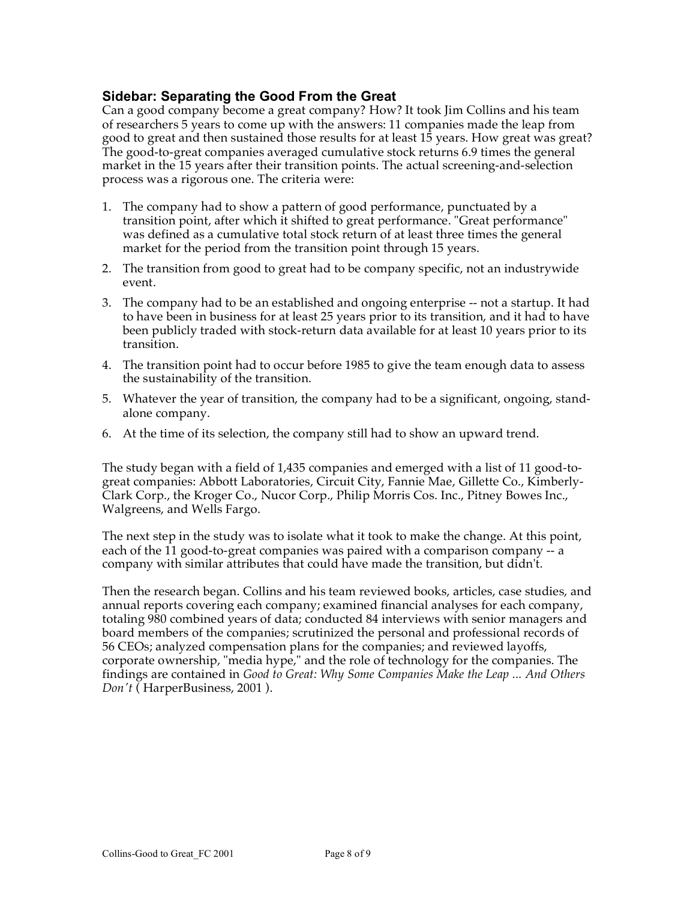## Sidebar: Separating the Good From the Great

Can a good company become a great company? How? It took Jim Collins and his team of researchers 5 years to come up with the answers: 11 companies made the leap from good to great and then sustained those results for at least 15 years. How great was great? The good-to-great companies averaged cumulative stock returns 6.9 times the general market in the 15 years after their transition points. The actual screening-and-selection process was a rigorous one. The criteria were:

1. The company had to show a pattern of good performance, punctuated by a transition point, after which it shifted to great performance. "Great performance" was defined as a cumulative total stock return of at least three times the general market for the period from the transition point through 15 years.
2. The transition from good to great had to be company specific, not an industrywide event.
3. The company had to be an established and ongoing enterprise -- not a startup. It had to have been in business for at least 25 years prior to its transition, and it had to have been publicly traded with stock-return data available for at least 10 years prior to its transition.
4. The transition point had to occur before 1985 to give the team enough data to assess the sustainability of the transition.
5. Whatever the year of transition, the company had to be a significant, ongoing, stand-alone company.
6. At the time of its selection, the company still had to show an upward trend.

The study began with a field of 1,435 companies and emerged with a list of 11 good-to-great companies: Abbott Laboratories, Circuit City, Fannie Mae, Gillette Co., Kimberly-Clark Corp., the Kroger Co., Nucor Corp., Philip Morris Cos. Inc., Pitney Bowes Inc., Walgreens, and Wells Fargo.

The next step in the study was to isolate what it took to make the change. At this point, each of the 11 good-to-great companies was paired with a comparison company -- a company with similar attributes that could have made the transition, but didn't.

Then the research began. Collins and his team reviewed books, articles, case studies, and annual reports covering each company; examined financial analyses for each company, totaling 980 combined years of data; conducted 84 interviews with senior managers and board members of the companies; scrutinized the personal and professional records of 56 CEOs; analyzed compensation plans for the companies; and reviewed layoffs, corporate ownership, "media hype," and the role of technology for the companies. The findings are contained in *Good to Great: Why Some Companies Make the Leap ... And Others Don't* ( HarperBusiness, 2001 ).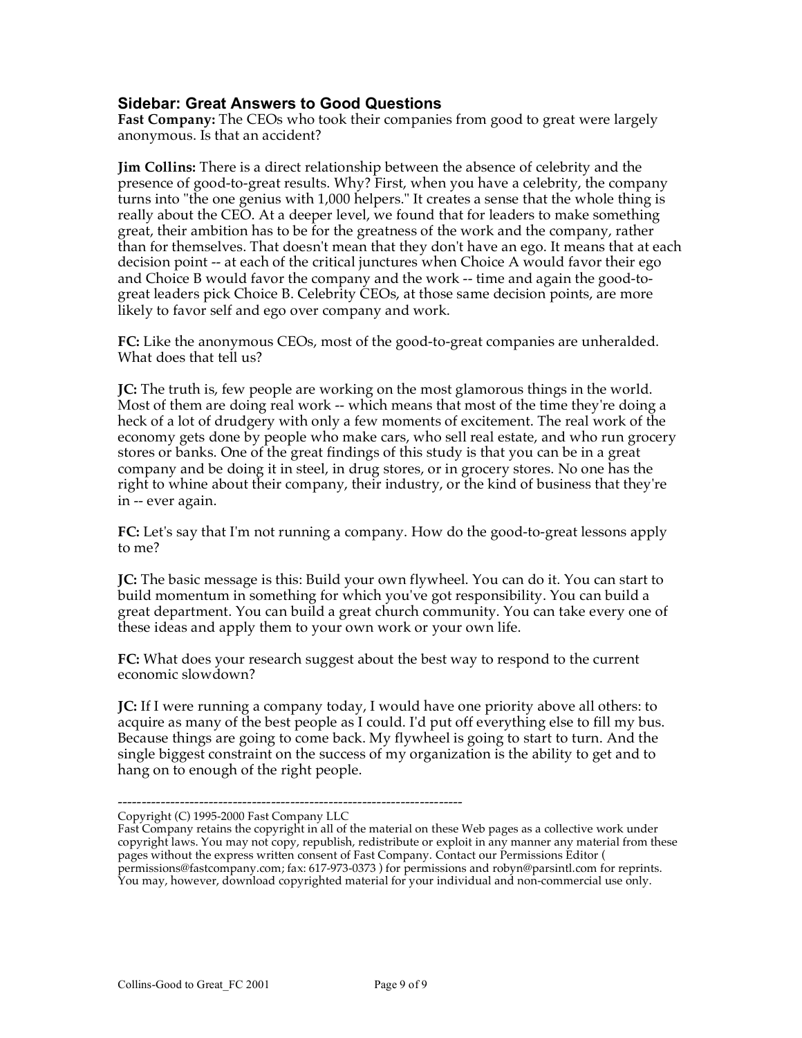## Sidebar: Great Answers to Good Questions

**Fast Company:** The CEOs who took their companies from good to great were largely anonymous. Is that an accident?

**Jim Collins:** There is a direct relationship between the absence of celebrity and the presence of good-to-great results. Why? First, when you have a celebrity, the company turns into "the one genius with 1,000 helpers." It creates a sense that the whole thing is really about the CEO. At a deeper level, we found that for leaders to make something great, their ambition has to be for the greatness of the work and the company, rather than for themselves. That doesn't mean that they don't have an ego. It means that at each decision point -- at each of the critical junctures when Choice A would favor their ego and Choice B would favor the company and the work -- time and again the good-to-great leaders pick Choice B. Celebrity CEOs, at those same decision points, are more likely to favor self and ego over company and work.

**FC:** Like the anonymous CEOs, most of the good-to-great companies are unheralded. What does that tell us?

**JC:** The truth is, few people are working on the most glamorous things in the world. Most of them are doing real work -- which means that most of the time they're doing a heck of a lot of drudgery with only a few moments of excitement. The real work of the economy gets done by people who make cars, who sell real estate, and who run grocery stores or banks. One of the great findings of this study is that you can be in a great company and be doing it in steel, in drug stores, or in grocery stores. No one has the right to whine about their company, their industry, or the kind of business that they're in -- ever again.

**FC:** Let's say that I'm not running a company. How do the good-to-great lessons apply to me?

**JC:** The basic message is this: Build your own flywheel. You can do it. You can start to build momentum in something for which you've got responsibility. You can build a great department. You can build a great church community. You can take every one of these ideas and apply them to your own work or your own life.

**FC:** What does your research suggest about the best way to respond to the current economic slowdown?

**JC:** If I were running a company today, I would have one priority above all others: to acquire as many of the best people as I could. I'd put off everything else to fill my bus. Because things are going to come back. My flywheel is going to start to turn. And the single biggest constraint on the success of my organization is the ability to get and to hang on to enough of the right people.

---

Copyright (C) 1995-2000 Fast Company LLC
Fast Company retains the copyright in all of the material on these Web pages as a collective work under copyright laws. You may not copy, republish, redistribute or exploit in any manner any material from these pages without the express written consent of Fast Company. Contact our Permissions Editor ( permissions@fastcompany.com; fax: 617-973-0373 ) for permissions and robyn@parsintl.com for reprints. You may, however, download copyrighted material for your individual and non-commercial use only.